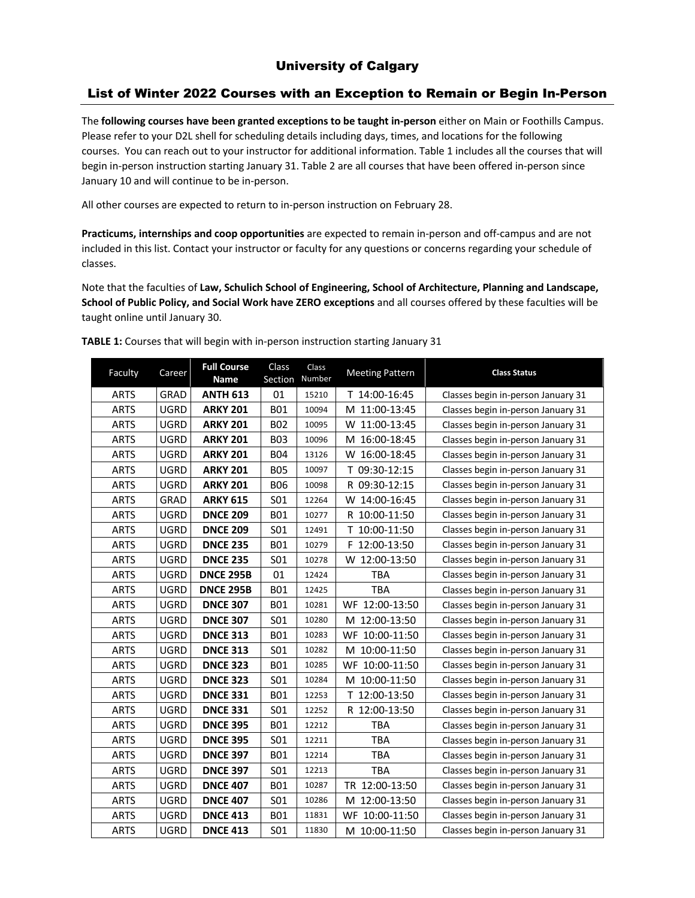# University of Calgary

## List of Winter 2022 Courses with an Exception to Remain or Begin In-Person

The **following courses have been granted exceptions to be taught in-person** either on Main or Foothills Campus. Please refer to your D2L shell for scheduling details including days, times, and locations for the following courses. You can reach out to your instructor for additional information. Table 1 includes all the courses that will begin in-person instruction starting January 31. Table 2 are all courses that have been offered in-person since January 10 and will continue to be in-person.

All other courses are expected to return to in-person instruction on February 28.

**Practicums, internships and coop opportunities** are expected to remain in-person and off-campus and are not included in this list. Contact your instructor or faculty for any questions or concerns regarding your schedule of classes.

Note that the faculties of **Law, Schulich School of Engineering, School of Architecture, Planning and Landscape, School of Public Policy, and Social Work have ZERO exceptions** and all courses offered by these faculties will be taught online until January 30.

**TABLE 1:** Courses that will begin with in-person instruction starting January 31

| Faculty | Career | Full Course Name | Class Section | Class Number | Meeting Pattern | Class Status |
|---|---|---|---|---|---|---|
| ARTS | GRAD | **ANTH 613** | 01 | 15210 | T 14:00-16:45 | Classes begin in-person January 31 |
| ARTS | UGRD | **ARKY 201** | B01 | 10094 | M 11:00-13:45 | Classes begin in-person January 31 |
| ARTS | UGRD | **ARKY 201** | B02 | 10095 | W 11:00-13:45 | Classes begin in-person January 31 |
| ARTS | UGRD | **ARKY 201** | B03 | 10096 | M 16:00-18:45 | Classes begin in-person January 31 |
| ARTS | UGRD | **ARKY 201** | B04 | 13126 | W 16:00-18:45 | Classes begin in-person January 31 |
| ARTS | UGRD | **ARKY 201** | B05 | 10097 | T 09:30-12:15 | Classes begin in-person January 31 |
| ARTS | UGRD | **ARKY 201** | B06 | 10098 | R 09:30-12:15 | Classes begin in-person January 31 |
| ARTS | GRAD | **ARKY 615** | S01 | 12264 | W 14:00-16:45 | Classes begin in-person January 31 |
| ARTS | UGRD | **DNCE 209** | B01 | 10277 | R 10:00-11:50 | Classes begin in-person January 31 |
| ARTS | UGRD | **DNCE 209** | S01 | 12491 | T 10:00-11:50 | Classes begin in-person January 31 |
| ARTS | UGRD | **DNCE 235** | B01 | 10279 | F 12:00-13:50 | Classes begin in-person January 31 |
| ARTS | UGRD | **DNCE 235** | S01 | 10278 | W 12:00-13:50 | Classes begin in-person January 31 |
| ARTS | UGRD | **DNCE 295B** | 01 | 12424 | TBA | Classes begin in-person January 31 |
| ARTS | UGRD | **DNCE 295B** | B01 | 12425 | TBA | Classes begin in-person January 31 |
| ARTS | UGRD | **DNCE 307** | B01 | 10281 | WF 12:00-13:50 | Classes begin in-person January 31 |
| ARTS | UGRD | **DNCE 307** | S01 | 10280 | M 12:00-13:50 | Classes begin in-person January 31 |
| ARTS | UGRD | **DNCE 313** | B01 | 10283 | WF 10:00-11:50 | Classes begin in-person January 31 |
| ARTS | UGRD | **DNCE 313** | S01 | 10282 | M 10:00-11:50 | Classes begin in-person January 31 |
| ARTS | UGRD | **DNCE 323** | B01 | 10285 | WF 10:00-11:50 | Classes begin in-person January 31 |
| ARTS | UGRD | **DNCE 323** | S01 | 10284 | M 10:00-11:50 | Classes begin in-person January 31 |
| ARTS | UGRD | **DNCE 331** | B01 | 12253 | T 12:00-13:50 | Classes begin in-person January 31 |
| ARTS | UGRD | **DNCE 331** | S01 | 12252 | R 12:00-13:50 | Classes begin in-person January 31 |
| ARTS | UGRD | **DNCE 395** | B01 | 12212 | TBA | Classes begin in-person January 31 |
| ARTS | UGRD | **DNCE 395** | S01 | 12211 | TBA | Classes begin in-person January 31 |
| ARTS | UGRD | **DNCE 397** | B01 | 12214 | TBA | Classes begin in-person January 31 |
| ARTS | UGRD | **DNCE 397** | S01 | 12213 | TBA | Classes begin in-person January 31 |
| ARTS | UGRD | **DNCE 407** | B01 | 10287 | TR 12:00-13:50 | Classes begin in-person January 31 |
| ARTS | UGRD | **DNCE 407** | S01 | 10286 | M 12:00-13:50 | Classes begin in-person January 31 |
| ARTS | UGRD | **DNCE 413** | B01 | 11831 | WF 10:00-11:50 | Classes begin in-person January 31 |
| ARTS | UGRD | **DNCE 413** | S01 | 11830 | M 10:00-11:50 | Classes begin in-person January 31 |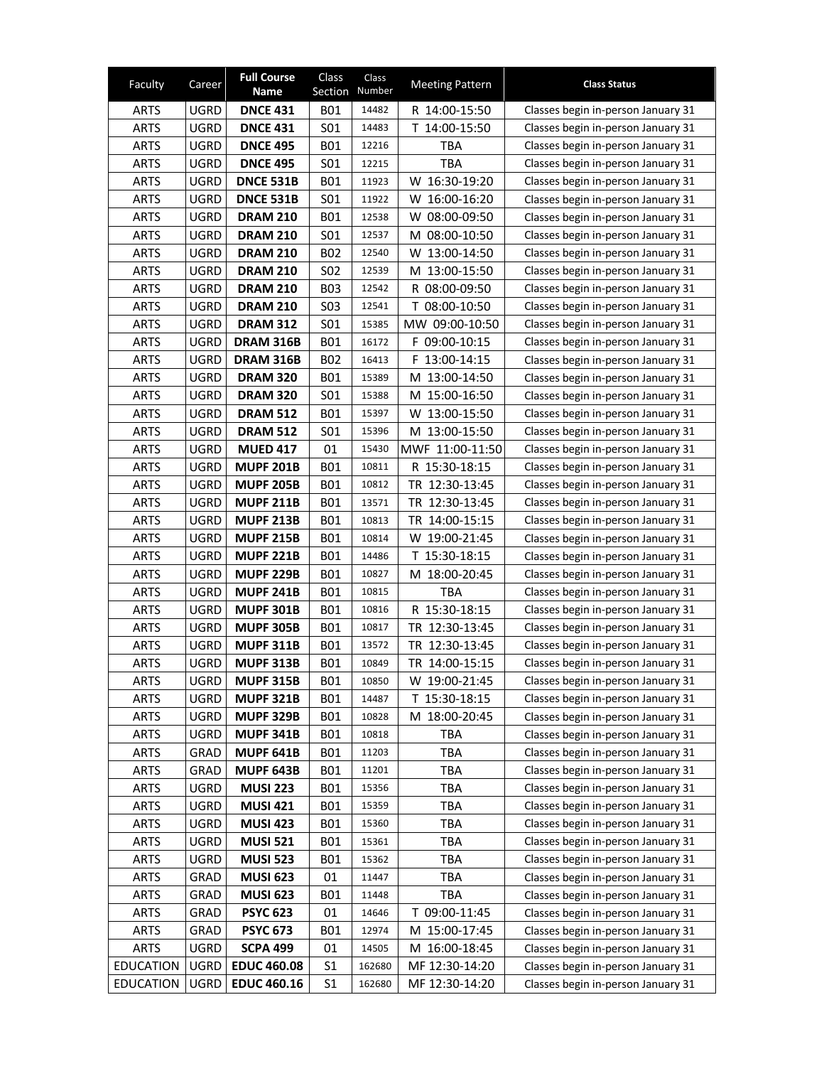| Faculty | Career | Full Course Name | Class Section | Class Number | Meeting Pattern | Class Status |
|---|---|---|---|---|---|---|
| ARTS | UGRD | **DNCE 431** | B01 | 14482 | R 14:00-15:50 | Classes begin in-person January 31 |
| ARTS | UGRD | **DNCE 431** | S01 | 14483 | T 14:00-15:50 | Classes begin in-person January 31 |
| ARTS | UGRD | **DNCE 495** | B01 | 12216 | TBA | Classes begin in-person January 31 |
| ARTS | UGRD | **DNCE 495** | S01 | 12215 | TBA | Classes begin in-person January 31 |
| ARTS | UGRD | **DNCE 531B** | B01 | 11923 | W 16:30-19:20 | Classes begin in-person January 31 |
| ARTS | UGRD | **DNCE 531B** | S01 | 11922 | W 16:00-16:20 | Classes begin in-person January 31 |
| ARTS | UGRD | **DRAM 210** | B01 | 12538 | W 08:00-09:50 | Classes begin in-person January 31 |
| ARTS | UGRD | **DRAM 210** | S01 | 12537 | M 08:00-10:50 | Classes begin in-person January 31 |
| ARTS | UGRD | **DRAM 210** | B02 | 12540 | W 13:00-14:50 | Classes begin in-person January 31 |
| ARTS | UGRD | **DRAM 210** | S02 | 12539 | M 13:00-15:50 | Classes begin in-person January 31 |
| ARTS | UGRD | **DRAM 210** | B03 | 12542 | R 08:00-09:50 | Classes begin in-person January 31 |
| ARTS | UGRD | **DRAM 210** | S03 | 12541 | T 08:00-10:50 | Classes begin in-person January 31 |
| ARTS | UGRD | **DRAM 312** | S01 | 15385 | MW 09:00-10:50 | Classes begin in-person January 31 |
| ARTS | UGRD | **DRAM 316B** | B01 | 16172 | F 09:00-10:15 | Classes begin in-person January 31 |
| ARTS | UGRD | **DRAM 316B** | B02 | 16413 | F 13:00-14:15 | Classes begin in-person January 31 |
| ARTS | UGRD | **DRAM 320** | B01 | 15389 | M 13:00-14:50 | Classes begin in-person January 31 |
| ARTS | UGRD | **DRAM 320** | S01 | 15388 | M 15:00-16:50 | Classes begin in-person January 31 |
| ARTS | UGRD | **DRAM 512** | B01 | 15397 | W 13:00-15:50 | Classes begin in-person January 31 |
| ARTS | UGRD | **DRAM 512** | S01 | 15396 | M 13:00-15:50 | Classes begin in-person January 31 |
| ARTS | UGRD | **MUED 417** | 01 | 15430 | MWF 11:00-11:50 | Classes begin in-person January 31 |
| ARTS | UGRD | **MUPF 201B** | B01 | 10811 | R 15:30-18:15 | Classes begin in-person January 31 |
| ARTS | UGRD | **MUPF 205B** | B01 | 10812 | TR 12:30-13:45 | Classes begin in-person January 31 |
| ARTS | UGRD | **MUPF 211B** | B01 | 13571 | TR 12:30-13:45 | Classes begin in-person January 31 |
| ARTS | UGRD | **MUPF 213B** | B01 | 10813 | TR 14:00-15:15 | Classes begin in-person January 31 |
| ARTS | UGRD | **MUPF 215B** | B01 | 10814 | W 19:00-21:45 | Classes begin in-person January 31 |
| ARTS | UGRD | **MUPF 221B** | B01 | 14486 | T 15:30-18:15 | Classes begin in-person January 31 |
| ARTS | UGRD | **MUPF 229B** | B01 | 10827 | M 18:00-20:45 | Classes begin in-person January 31 |
| ARTS | UGRD | **MUPF 241B** | B01 | 10815 | TBA | Classes begin in-person January 31 |
| ARTS | UGRD | **MUPF 301B** | B01 | 10816 | R 15:30-18:15 | Classes begin in-person January 31 |
| ARTS | UGRD | **MUPF 305B** | B01 | 10817 | TR 12:30-13:45 | Classes begin in-person January 31 |
| ARTS | UGRD | **MUPF 311B** | B01 | 13572 | TR 12:30-13:45 | Classes begin in-person January 31 |
| ARTS | UGRD | **MUPF 313B** | B01 | 10849 | TR 14:00-15:15 | Classes begin in-person January 31 |
| ARTS | UGRD | **MUPF 315B** | B01 | 10850 | W 19:00-21:45 | Classes begin in-person January 31 |
| ARTS | UGRD | **MUPF 321B** | B01 | 14487 | T 15:30-18:15 | Classes begin in-person January 31 |
| ARTS | UGRD | **MUPF 329B** | B01 | 10828 | M 18:00-20:45 | Classes begin in-person January 31 |
| ARTS | UGRD | **MUPF 341B** | B01 | 10818 | TBA | Classes begin in-person January 31 |
| ARTS | GRAD | **MUPF 641B** | B01 | 11203 | TBA | Classes begin in-person January 31 |
| ARTS | GRAD | **MUPF 643B** | B01 | 11201 | TBA | Classes begin in-person January 31 |
| ARTS | UGRD | **MUSI 223** | B01 | 15356 | TBA | Classes begin in-person January 31 |
| ARTS | UGRD | **MUSI 421** | B01 | 15359 | TBA | Classes begin in-person January 31 |
| ARTS | UGRD | **MUSI 423** | B01 | 15360 | TBA | Classes begin in-person January 31 |
| ARTS | UGRD | **MUSI 521** | B01 | 15361 | TBA | Classes begin in-person January 31 |
| ARTS | UGRD | **MUSI 523** | B01 | 15362 | TBA | Classes begin in-person January 31 |
| ARTS | GRAD | **MUSI 623** | 01 | 11447 | TBA | Classes begin in-person January 31 |
| ARTS | GRAD | **MUSI 623** | B01 | 11448 | TBA | Classes begin in-person January 31 |
| ARTS | GRAD | **PSYC 623** | 01 | 14646 | T 09:00-11:45 | Classes begin in-person January 31 |
| ARTS | GRAD | **PSYC 673** | B01 | 12974 | M 15:00-17:45 | Classes begin in-person January 31 |
| ARTS | UGRD | **SCPA 499** | 01 | 14505 | M 16:00-18:45 | Classes begin in-person January 31 |
| EDUCATION | UGRD | **EDUC 460.08** | S1 | 162680 | MF 12:30-14:20 | Classes begin in-person January 31 |
| EDUCATION | UGRD | **EDUC 460.16** | S1 | 162680 | MF 12:30-14:20 | Classes begin in-person January 31 |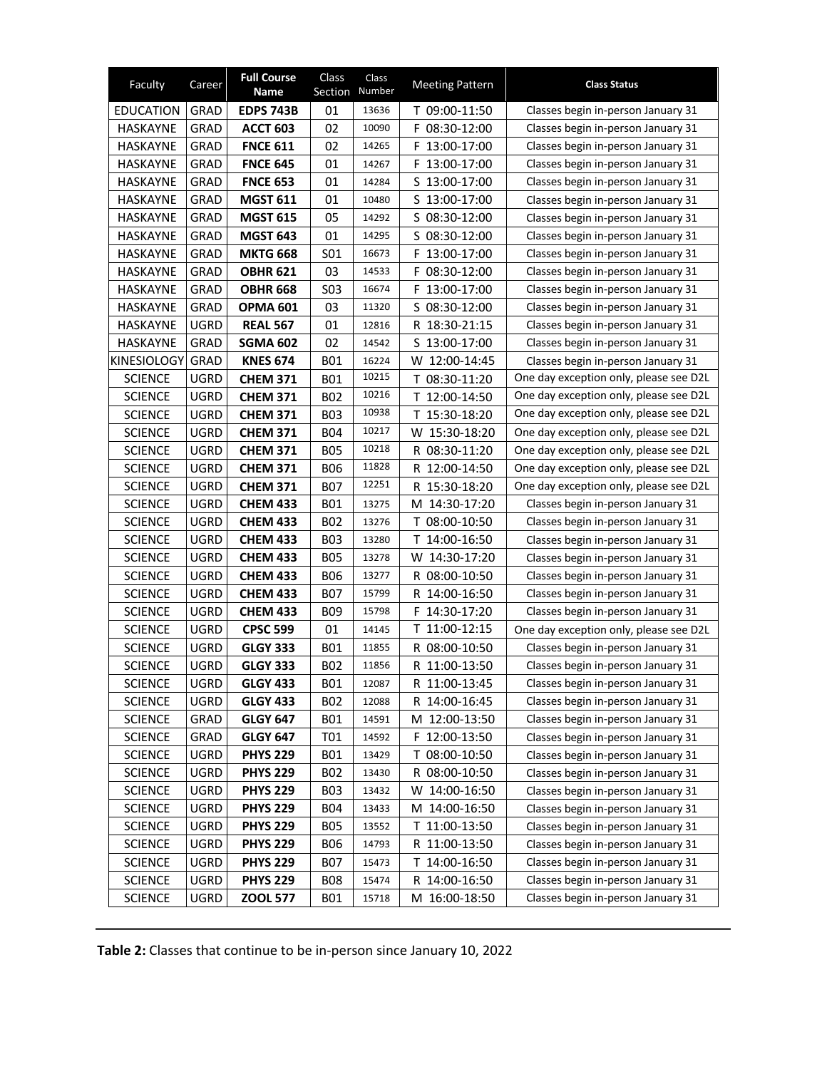| Faculty | Career | Full Course Name | Class Section | Class Number | Meeting Pattern | Class Status |
|---|---|---|---|---|---|---|
| EDUCATION | GRAD | **EDPS 743B** | 01 | 13636 | T 09:00-11:50 | Classes begin in-person January 31 |
| HASKAYNE | GRAD | **ACCT 603** | 02 | 10090 | F 08:30-12:00 | Classes begin in-person January 31 |
| HASKAYNE | GRAD | **FNCE 611** | 02 | 14265 | F 13:00-17:00 | Classes begin in-person January 31 |
| HASKAYNE | GRAD | **FNCE 645** | 01 | 14267 | F 13:00-17:00 | Classes begin in-person January 31 |
| HASKAYNE | GRAD | **FNCE 653** | 01 | 14284 | S 13:00-17:00 | Classes begin in-person January 31 |
| HASKAYNE | GRAD | **MGST 611** | 01 | 10480 | S 13:00-17:00 | Classes begin in-person January 31 |
| HASKAYNE | GRAD | **MGST 615** | 05 | 14292 | S 08:30-12:00 | Classes begin in-person January 31 |
| HASKAYNE | GRAD | **MGST 643** | 01 | 14295 | S 08:30-12:00 | Classes begin in-person January 31 |
| HASKAYNE | GRAD | **MKTG 668** | S01 | 16673 | F 13:00-17:00 | Classes begin in-person January 31 |
| HASKAYNE | GRAD | **OBHR 621** | 03 | 14533 | F 08:30-12:00 | Classes begin in-person January 31 |
| HASKAYNE | GRAD | **OBHR 668** | S03 | 16674 | F 13:00-17:00 | Classes begin in-person January 31 |
| HASKAYNE | GRAD | **OPMA 601** | 03 | 11320 | S 08:30-12:00 | Classes begin in-person January 31 |
| HASKAYNE | UGRD | **REAL 567** | 01 | 12816 | R 18:30-21:15 | Classes begin in-person January 31 |
| HASKAYNE | GRAD | **SGMA 602** | 02 | 14542 | S 13:00-17:00 | Classes begin in-person January 31 |
| KINESIOLOGY | GRAD | **KNES 674** | B01 | 16224 | W 12:00-14:45 | Classes begin in-person January 31 |
| SCIENCE | UGRD | **CHEM 371** | B01 | 10215 | T 08:30-11:20 | One day exception only, please see D2L |
| SCIENCE | UGRD | **CHEM 371** | B02 | 10216 | T 12:00-14:50 | One day exception only, please see D2L |
| SCIENCE | UGRD | **CHEM 371** | B03 | 10938 | T 15:30-18:20 | One day exception only, please see D2L |
| SCIENCE | UGRD | **CHEM 371** | B04 | 10217 | W 15:30-18:20 | One day exception only, please see D2L |
| SCIENCE | UGRD | **CHEM 371** | B05 | 10218 | R 08:30-11:20 | One day exception only, please see D2L |
| SCIENCE | UGRD | **CHEM 371** | B06 | 11828 | R 12:00-14:50 | One day exception only, please see D2L |
| SCIENCE | UGRD | **CHEM 371** | B07 | 12251 | R 15:30-18:20 | One day exception only, please see D2L |
| SCIENCE | UGRD | **CHEM 433** | B01 | 13275 | M 14:30-17:20 | Classes begin in-person January 31 |
| SCIENCE | UGRD | **CHEM 433** | B02 | 13276 | T 08:00-10:50 | Classes begin in-person January 31 |
| SCIENCE | UGRD | **CHEM 433** | B03 | 13280 | T 14:00-16:50 | Classes begin in-person January 31 |
| SCIENCE | UGRD | **CHEM 433** | B05 | 13278 | W 14:30-17:20 | Classes begin in-person January 31 |
| SCIENCE | UGRD | **CHEM 433** | B06 | 13277 | R 08:00-10:50 | Classes begin in-person January 31 |
| SCIENCE | UGRD | **CHEM 433** | B07 | 15799 | R 14:00-16:50 | Classes begin in-person January 31 |
| SCIENCE | UGRD | **CHEM 433** | B09 | 15798 | F 14:30-17:20 | Classes begin in-person January 31 |
| SCIENCE | UGRD | **CPSC 599** | 01 | 14145 | T 11:00-12:15 | One day exception only, please see D2L |
| SCIENCE | UGRD | **GLGY 333** | B01 | 11855 | R 08:00-10:50 | Classes begin in-person January 31 |
| SCIENCE | UGRD | **GLGY 333** | B02 | 11856 | R 11:00-13:50 | Classes begin in-person January 31 |
| SCIENCE | UGRD | **GLGY 433** | B01 | 12087 | R 11:00-13:45 | Classes begin in-person January 31 |
| SCIENCE | UGRD | **GLGY 433** | B02 | 12088 | R 14:00-16:45 | Classes begin in-person January 31 |
| SCIENCE | GRAD | **GLGY 647** | B01 | 14591 | M 12:00-13:50 | Classes begin in-person January 31 |
| SCIENCE | GRAD | **GLGY 647** | T01 | 14592 | F 12:00-13:50 | Classes begin in-person January 31 |
| SCIENCE | UGRD | **PHYS 229** | B01 | 13429 | T 08:00-10:50 | Classes begin in-person January 31 |
| SCIENCE | UGRD | **PHYS 229** | B02 | 13430 | R 08:00-10:50 | Classes begin in-person January 31 |
| SCIENCE | UGRD | **PHYS 229** | B03 | 13432 | W 14:00-16:50 | Classes begin in-person January 31 |
| SCIENCE | UGRD | **PHYS 229** | B04 | 13433 | M 14:00-16:50 | Classes begin in-person January 31 |
| SCIENCE | UGRD | **PHYS 229** | B05 | 13552 | T 11:00-13:50 | Classes begin in-person January 31 |
| SCIENCE | UGRD | **PHYS 229** | B06 | 14793 | R 11:00-13:50 | Classes begin in-person January 31 |
| SCIENCE | UGRD | **PHYS 229** | B07 | 15473 | T 14:00-16:50 | Classes begin in-person January 31 |
| SCIENCE | UGRD | **PHYS 229** | B08 | 15474 | R 14:00-16:50 | Classes begin in-person January 31 |
| SCIENCE | UGRD | **ZOOL 577** | B01 | 15718 | M 16:00-18:50 | Classes begin in-person January 31 |

**Table 2:** Classes that continue to be in-person since January 10, 2022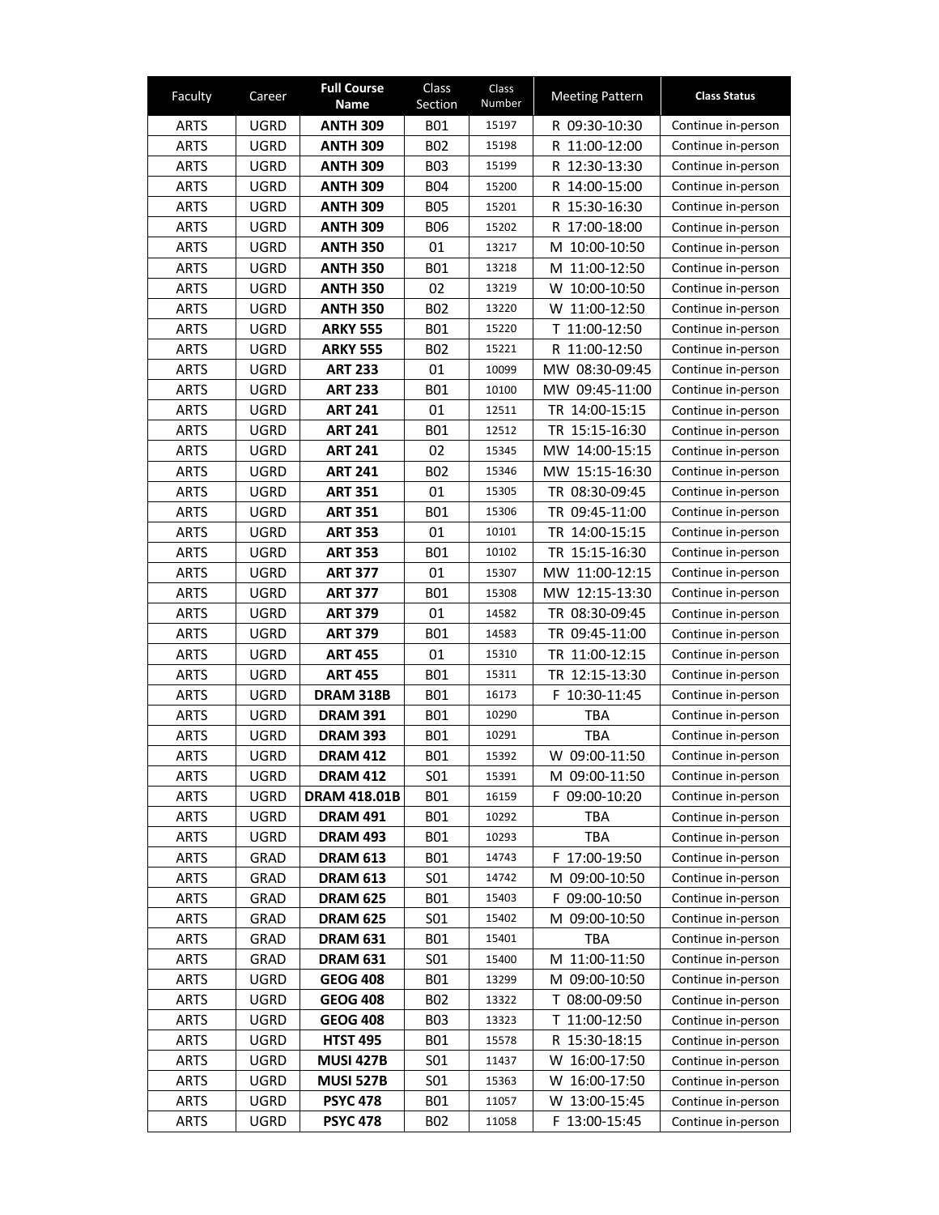| Faculty | Career | Full Course Name | Class Section | Class Number | Meeting Pattern | Class Status |
|---|---|---|---|---|---|---|
| ARTS | UGRD | **ANTH 309** | B01 | 15197 | R 09:30-10:30 | Continue in-person |
| ARTS | UGRD | **ANTH 309** | B02 | 15198 | R 11:00-12:00 | Continue in-person |
| ARTS | UGRD | **ANTH 309** | B03 | 15199 | R 12:30-13:30 | Continue in-person |
| ARTS | UGRD | **ANTH 309** | B04 | 15200 | R 14:00-15:00 | Continue in-person |
| ARTS | UGRD | **ANTH 309** | B05 | 15201 | R 15:30-16:30 | Continue in-person |
| ARTS | UGRD | **ANTH 309** | B06 | 15202 | R 17:00-18:00 | Continue in-person |
| ARTS | UGRD | **ANTH 350** | 01 | 13217 | M 10:00-10:50 | Continue in-person |
| ARTS | UGRD | **ANTH 350** | B01 | 13218 | M 11:00-12:50 | Continue in-person |
| ARTS | UGRD | **ANTH 350** | 02 | 13219 | W 10:00-10:50 | Continue in-person |
| ARTS | UGRD | **ANTH 350** | B02 | 13220 | W 11:00-12:50 | Continue in-person |
| ARTS | UGRD | **ARKY 555** | B01 | 15220 | T 11:00-12:50 | Continue in-person |
| ARTS | UGRD | **ARKY 555** | B02 | 15221 | R 11:00-12:50 | Continue in-person |
| ARTS | UGRD | **ART 233** | 01 | 10099 | MW 08:30-09:45 | Continue in-person |
| ARTS | UGRD | **ART 233** | B01 | 10100 | MW 09:45-11:00 | Continue in-person |
| ARTS | UGRD | **ART 241** | 01 | 12511 | TR 14:00-15:15 | Continue in-person |
| ARTS | UGRD | **ART 241** | B01 | 12512 | TR 15:15-16:30 | Continue in-person |
| ARTS | UGRD | **ART 241** | 02 | 15345 | MW 14:00-15:15 | Continue in-person |
| ARTS | UGRD | **ART 241** | B02 | 15346 | MW 15:15-16:30 | Continue in-person |
| ARTS | UGRD | **ART 351** | 01 | 15305 | TR 08:30-09:45 | Continue in-person |
| ARTS | UGRD | **ART 351** | B01 | 15306 | TR 09:45-11:00 | Continue in-person |
| ARTS | UGRD | **ART 353** | 01 | 10101 | TR 14:00-15:15 | Continue in-person |
| ARTS | UGRD | **ART 353** | B01 | 10102 | TR 15:15-16:30 | Continue in-person |
| ARTS | UGRD | **ART 377** | 01 | 15307 | MW 11:00-12:15 | Continue in-person |
| ARTS | UGRD | **ART 377** | B01 | 15308 | MW 12:15-13:30 | Continue in-person |
| ARTS | UGRD | **ART 379** | 01 | 14582 | TR 08:30-09:45 | Continue in-person |
| ARTS | UGRD | **ART 379** | B01 | 14583 | TR 09:45-11:00 | Continue in-person |
| ARTS | UGRD | **ART 455** | 01 | 15310 | TR 11:00-12:15 | Continue in-person |
| ARTS | UGRD | **ART 455** | B01 | 15311 | TR 12:15-13:30 | Continue in-person |
| ARTS | UGRD | **DRAM 318B** | B01 | 16173 | F 10:30-11:45 | Continue in-person |
| ARTS | UGRD | **DRAM 391** | B01 | 10290 | TBA | Continue in-person |
| ARTS | UGRD | **DRAM 393** | B01 | 10291 | TBA | Continue in-person |
| ARTS | UGRD | **DRAM 412** | B01 | 15392 | W 09:00-11:50 | Continue in-person |
| ARTS | UGRD | **DRAM 412** | S01 | 15391 | M 09:00-11:50 | Continue in-person |
| ARTS | UGRD | **DRAM 418.01B** | B01 | 16159 | F 09:00-10:20 | Continue in-person |
| ARTS | UGRD | **DRAM 491** | B01 | 10292 | TBA | Continue in-person |
| ARTS | UGRD | **DRAM 493** | B01 | 10293 | TBA | Continue in-person |
| ARTS | GRAD | **DRAM 613** | B01 | 14743 | F 17:00-19:50 | Continue in-person |
| ARTS | GRAD | **DRAM 613** | S01 | 14742 | M 09:00-10:50 | Continue in-person |
| ARTS | GRAD | **DRAM 625** | B01 | 15403 | F 09:00-10:50 | Continue in-person |
| ARTS | GRAD | **DRAM 625** | S01 | 15402 | M 09:00-10:50 | Continue in-person |
| ARTS | GRAD | **DRAM 631** | B01 | 15401 | TBA | Continue in-person |
| ARTS | GRAD | **DRAM 631** | S01 | 15400 | M 11:00-11:50 | Continue in-person |
| ARTS | UGRD | **GEOG 408** | B01 | 13299 | M 09:00-10:50 | Continue in-person |
| ARTS | UGRD | **GEOG 408** | B02 | 13322 | T 08:00-09:50 | Continue in-person |
| ARTS | UGRD | **GEOG 408** | B03 | 13323 | T 11:00-12:50 | Continue in-person |
| ARTS | UGRD | **HTST 495** | B01 | 15578 | R 15:30-18:15 | Continue in-person |
| ARTS | UGRD | **MUSI 427B** | S01 | 11437 | W 16:00-17:50 | Continue in-person |
| ARTS | UGRD | **MUSI 527B** | S01 | 15363 | W 16:00-17:50 | Continue in-person |
| ARTS | UGRD | **PSYC 478** | B01 | 11057 | W 13:00-15:45 | Continue in-person |
| ARTS | UGRD | **PSYC 478** | B02 | 11058 | F 13:00-15:45 | Continue in-person |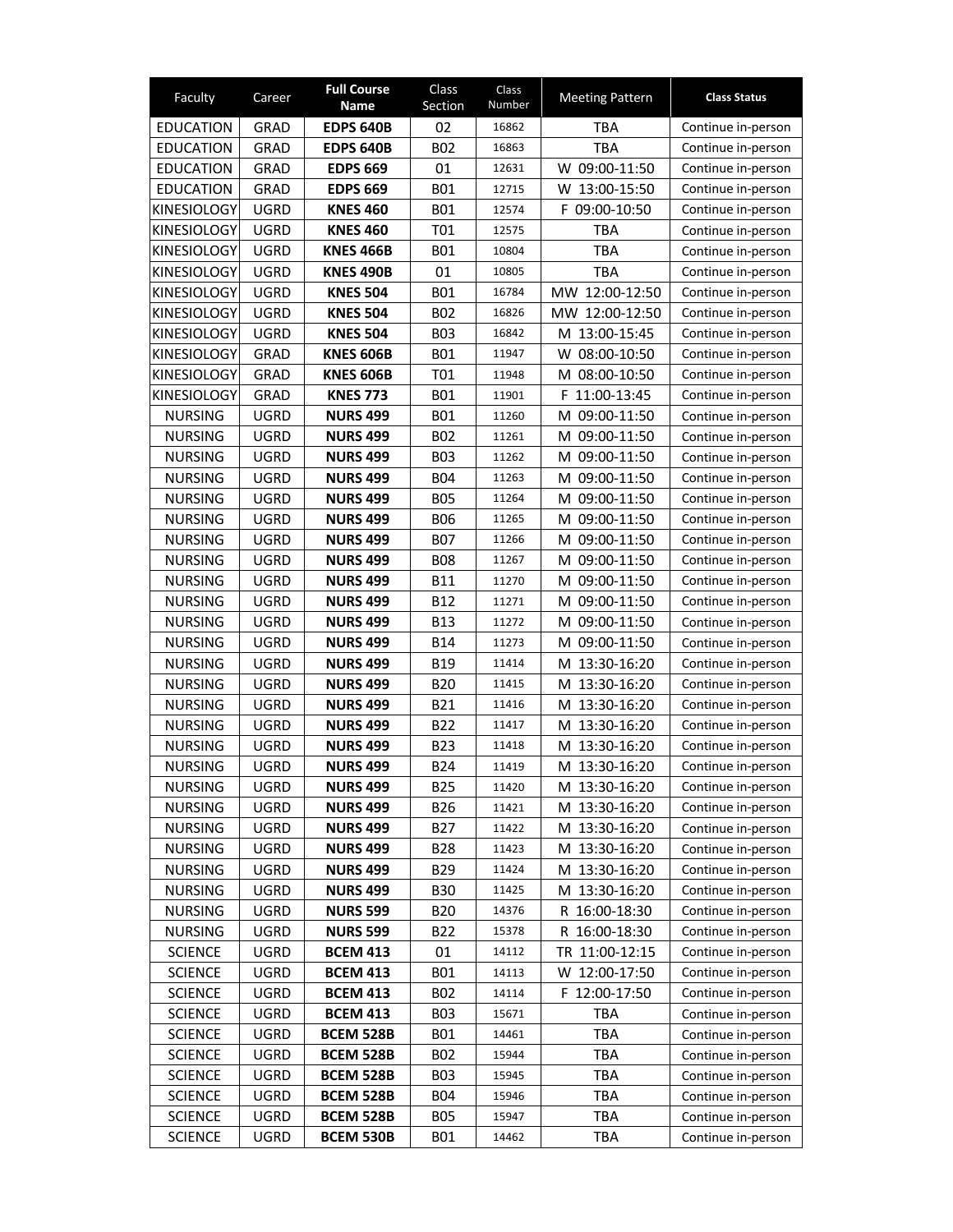| Faculty | Career | Full Course Name | Class Section | Class Number | Meeting Pattern | Class Status |
|---|---|---|---|---|---|---|
| EDUCATION | GRAD | **EDPS 640B** | 02 | 16862 | TBA | Continue in-person |
| EDUCATION | GRAD | **EDPS 640B** | B02 | 16863 | TBA | Continue in-person |
| EDUCATION | GRAD | **EDPS 669** | 01 | 12631 | W 09:00-11:50 | Continue in-person |
| EDUCATION | GRAD | **EDPS 669** | B01 | 12715 | W 13:00-15:50 | Continue in-person |
| KINESIOLOGY | UGRD | **KNES 460** | B01 | 12574 | F 09:00-10:50 | Continue in-person |
| KINESIOLOGY | UGRD | **KNES 460** | T01 | 12575 | TBA | Continue in-person |
| KINESIOLOGY | UGRD | **KNES 466B** | B01 | 10804 | TBA | Continue in-person |
| KINESIOLOGY | UGRD | **KNES 490B** | 01 | 10805 | TBA | Continue in-person |
| KINESIOLOGY | UGRD | **KNES 504** | B01 | 16784 | MW 12:00-12:50 | Continue in-person |
| KINESIOLOGY | UGRD | **KNES 504** | B02 | 16826 | MW 12:00-12:50 | Continue in-person |
| KINESIOLOGY | UGRD | **KNES 504** | B03 | 16842 | M 13:00-15:45 | Continue in-person |
| KINESIOLOGY | GRAD | **KNES 606B** | B01 | 11947 | W 08:00-10:50 | Continue in-person |
| KINESIOLOGY | GRAD | **KNES 606B** | T01 | 11948 | M 08:00-10:50 | Continue in-person |
| KINESIOLOGY | GRAD | **KNES 773** | B01 | 11901 | F 11:00-13:45 | Continue in-person |
| NURSING | UGRD | **NURS 499** | B01 | 11260 | M 09:00-11:50 | Continue in-person |
| NURSING | UGRD | **NURS 499** | B02 | 11261 | M 09:00-11:50 | Continue in-person |
| NURSING | UGRD | **NURS 499** | B03 | 11262 | M 09:00-11:50 | Continue in-person |
| NURSING | UGRD | **NURS 499** | B04 | 11263 | M 09:00-11:50 | Continue in-person |
| NURSING | UGRD | **NURS 499** | B05 | 11264 | M 09:00-11:50 | Continue in-person |
| NURSING | UGRD | **NURS 499** | B06 | 11265 | M 09:00-11:50 | Continue in-person |
| NURSING | UGRD | **NURS 499** | B07 | 11266 | M 09:00-11:50 | Continue in-person |
| NURSING | UGRD | **NURS 499** | B08 | 11267 | M 09:00-11:50 | Continue in-person |
| NURSING | UGRD | **NURS 499** | B11 | 11270 | M 09:00-11:50 | Continue in-person |
| NURSING | UGRD | **NURS 499** | B12 | 11271 | M 09:00-11:50 | Continue in-person |
| NURSING | UGRD | **NURS 499** | B13 | 11272 | M 09:00-11:50 | Continue in-person |
| NURSING | UGRD | **NURS 499** | B14 | 11273 | M 09:00-11:50 | Continue in-person |
| NURSING | UGRD | **NURS 499** | B19 | 11414 | M 13:30-16:20 | Continue in-person |
| NURSING | UGRD | **NURS 499** | B20 | 11415 | M 13:30-16:20 | Continue in-person |
| NURSING | UGRD | **NURS 499** | B21 | 11416 | M 13:30-16:20 | Continue in-person |
| NURSING | UGRD | **NURS 499** | B22 | 11417 | M 13:30-16:20 | Continue in-person |
| NURSING | UGRD | **NURS 499** | B23 | 11418 | M 13:30-16:20 | Continue in-person |
| NURSING | UGRD | **NURS 499** | B24 | 11419 | M 13:30-16:20 | Continue in-person |
| NURSING | UGRD | **NURS 499** | B25 | 11420 | M 13:30-16:20 | Continue in-person |
| NURSING | UGRD | **NURS 499** | B26 | 11421 | M 13:30-16:20 | Continue in-person |
| NURSING | UGRD | **NURS 499** | B27 | 11422 | M 13:30-16:20 | Continue in-person |
| NURSING | UGRD | **NURS 499** | B28 | 11423 | M 13:30-16:20 | Continue in-person |
| NURSING | UGRD | **NURS 499** | B29 | 11424 | M 13:30-16:20 | Continue in-person |
| NURSING | UGRD | **NURS 499** | B30 | 11425 | M 13:30-16:20 | Continue in-person |
| NURSING | UGRD | **NURS 599** | B20 | 14376 | R 16:00-18:30 | Continue in-person |
| NURSING | UGRD | **NURS 599** | B22 | 15378 | R 16:00-18:30 | Continue in-person |
| SCIENCE | UGRD | **BCEM 413** | 01 | 14112 | TR 11:00-12:15 | Continue in-person |
| SCIENCE | UGRD | **BCEM 413** | B01 | 14113 | W 12:00-17:50 | Continue in-person |
| SCIENCE | UGRD | **BCEM 413** | B02 | 14114 | F 12:00-17:50 | Continue in-person |
| SCIENCE | UGRD | **BCEM 413** | B03 | 15671 | TBA | Continue in-person |
| SCIENCE | UGRD | **BCEM 528B** | B01 | 14461 | TBA | Continue in-person |
| SCIENCE | UGRD | **BCEM 528B** | B02 | 15944 | TBA | Continue in-person |
| SCIENCE | UGRD | **BCEM 528B** | B03 | 15945 | TBA | Continue in-person |
| SCIENCE | UGRD | **BCEM 528B** | B04 | 15946 | TBA | Continue in-person |
| SCIENCE | UGRD | **BCEM 528B** | B05 | 15947 | TBA | Continue in-person |
| SCIENCE | UGRD | **BCEM 530B** | B01 | 14462 | TBA | Continue in-person |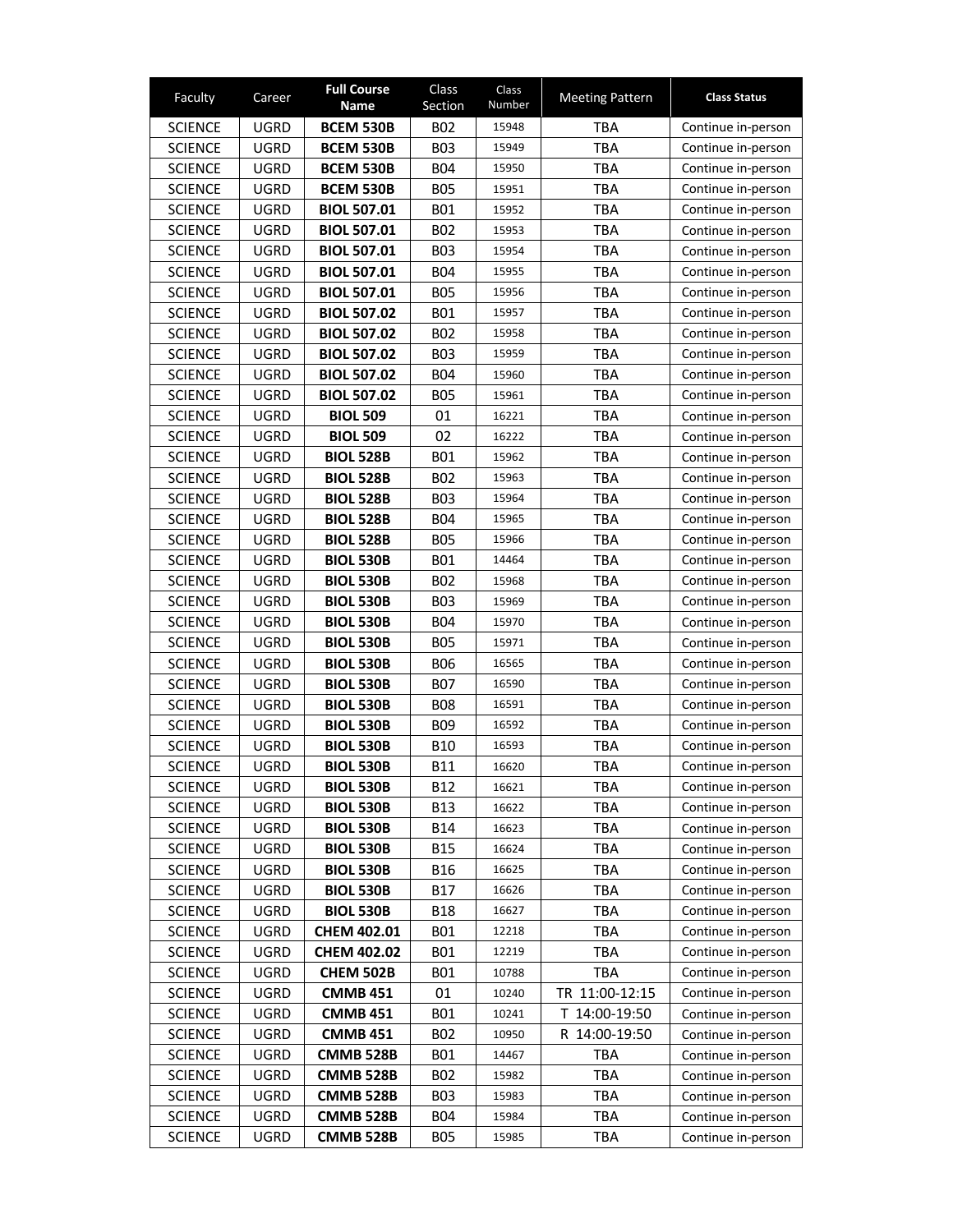| Faculty | Career | Full Course Name | Class Section | Class Number | Meeting Pattern | Class Status |
|---|---|---|---|---|---|---|
| SCIENCE | UGRD | **BCEM 530B** | B02 | 15948 | TBA | Continue in-person |
| SCIENCE | UGRD | **BCEM 530B** | B03 | 15949 | TBA | Continue in-person |
| SCIENCE | UGRD | **BCEM 530B** | B04 | 15950 | TBA | Continue in-person |
| SCIENCE | UGRD | **BCEM 530B** | B05 | 15951 | TBA | Continue in-person |
| SCIENCE | UGRD | **BIOL 507.01** | B01 | 15952 | TBA | Continue in-person |
| SCIENCE | UGRD | **BIOL 507.01** | B02 | 15953 | TBA | Continue in-person |
| SCIENCE | UGRD | **BIOL 507.01** | B03 | 15954 | TBA | Continue in-person |
| SCIENCE | UGRD | **BIOL 507.01** | B04 | 15955 | TBA | Continue in-person |
| SCIENCE | UGRD | **BIOL 507.01** | B05 | 15956 | TBA | Continue in-person |
| SCIENCE | UGRD | **BIOL 507.02** | B01 | 15957 | TBA | Continue in-person |
| SCIENCE | UGRD | **BIOL 507.02** | B02 | 15958 | TBA | Continue in-person |
| SCIENCE | UGRD | **BIOL 507.02** | B03 | 15959 | TBA | Continue in-person |
| SCIENCE | UGRD | **BIOL 507.02** | B04 | 15960 | TBA | Continue in-person |
| SCIENCE | UGRD | **BIOL 507.02** | B05 | 15961 | TBA | Continue in-person |
| SCIENCE | UGRD | **BIOL 509** | 01 | 16221 | TBA | Continue in-person |
| SCIENCE | UGRD | **BIOL 509** | 02 | 16222 | TBA | Continue in-person |
| SCIENCE | UGRD | **BIOL 528B** | B01 | 15962 | TBA | Continue in-person |
| SCIENCE | UGRD | **BIOL 528B** | B02 | 15963 | TBA | Continue in-person |
| SCIENCE | UGRD | **BIOL 528B** | B03 | 15964 | TBA | Continue in-person |
| SCIENCE | UGRD | **BIOL 528B** | B04 | 15965 | TBA | Continue in-person |
| SCIENCE | UGRD | **BIOL 528B** | B05 | 15966 | TBA | Continue in-person |
| SCIENCE | UGRD | **BIOL 530B** | B01 | 14464 | TBA | Continue in-person |
| SCIENCE | UGRD | **BIOL 530B** | B02 | 15968 | TBA | Continue in-person |
| SCIENCE | UGRD | **BIOL 530B** | B03 | 15969 | TBA | Continue in-person |
| SCIENCE | UGRD | **BIOL 530B** | B04 | 15970 | TBA | Continue in-person |
| SCIENCE | UGRD | **BIOL 530B** | B05 | 15971 | TBA | Continue in-person |
| SCIENCE | UGRD | **BIOL 530B** | B06 | 16565 | TBA | Continue in-person |
| SCIENCE | UGRD | **BIOL 530B** | B07 | 16590 | TBA | Continue in-person |
| SCIENCE | UGRD | **BIOL 530B** | B08 | 16591 | TBA | Continue in-person |
| SCIENCE | UGRD | **BIOL 530B** | B09 | 16592 | TBA | Continue in-person |
| SCIENCE | UGRD | **BIOL 530B** | B10 | 16593 | TBA | Continue in-person |
| SCIENCE | UGRD | **BIOL 530B** | B11 | 16620 | TBA | Continue in-person |
| SCIENCE | UGRD | **BIOL 530B** | B12 | 16621 | TBA | Continue in-person |
| SCIENCE | UGRD | **BIOL 530B** | B13 | 16622 | TBA | Continue in-person |
| SCIENCE | UGRD | **BIOL 530B** | B14 | 16623 | TBA | Continue in-person |
| SCIENCE | UGRD | **BIOL 530B** | B15 | 16624 | TBA | Continue in-person |
| SCIENCE | UGRD | **BIOL 530B** | B16 | 16625 | TBA | Continue in-person |
| SCIENCE | UGRD | **BIOL 530B** | B17 | 16626 | TBA | Continue in-person |
| SCIENCE | UGRD | **BIOL 530B** | B18 | 16627 | TBA | Continue in-person |
| SCIENCE | UGRD | **CHEM 402.01** | B01 | 12218 | TBA | Continue in-person |
| SCIENCE | UGRD | **CHEM 402.02** | B01 | 12219 | TBA | Continue in-person |
| SCIENCE | UGRD | **CHEM 502B** | B01 | 10788 | TBA | Continue in-person |
| SCIENCE | UGRD | **CMMB 451** | 01 | 10240 | TR 11:00-12:15 | Continue in-person |
| SCIENCE | UGRD | **CMMB 451** | B01 | 10241 | T 14:00-19:50 | Continue in-person |
| SCIENCE | UGRD | **CMMB 451** | B02 | 10950 | R 14:00-19:50 | Continue in-person |
| SCIENCE | UGRD | **CMMB 528B** | B01 | 14467 | TBA | Continue in-person |
| SCIENCE | UGRD | **CMMB 528B** | B02 | 15982 | TBA | Continue in-person |
| SCIENCE | UGRD | **CMMB 528B** | B03 | 15983 | TBA | Continue in-person |
| SCIENCE | UGRD | **CMMB 528B** | B04 | 15984 | TBA | Continue in-person |
| SCIENCE | UGRD | **CMMB 528B** | B05 | 15985 | TBA | Continue in-person |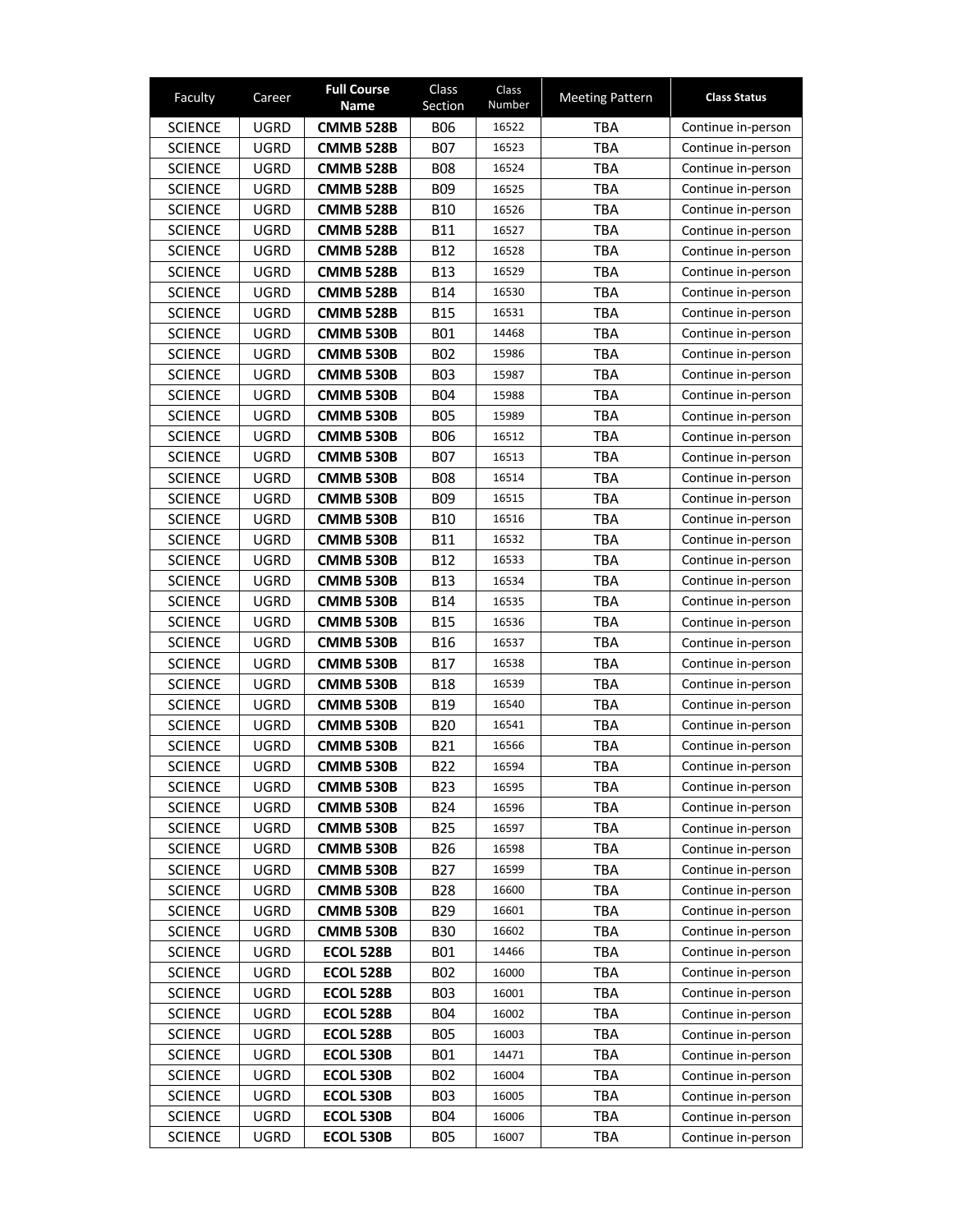| Faculty | Career | **Full Course Name** | Class Section | Class Number | Meeting Pattern | **Class Status** |
|---|---|---|---|---|---|---|
| SCIENCE | UGRD | **CMMB 528B** | B06 | 16522 | TBA | Continue in-person |
| SCIENCE | UGRD | **CMMB 528B** | B07 | 16523 | TBA | Continue in-person |
| SCIENCE | UGRD | **CMMB 528B** | B08 | 16524 | TBA | Continue in-person |
| SCIENCE | UGRD | **CMMB 528B** | B09 | 16525 | TBA | Continue in-person |
| SCIENCE | UGRD | **CMMB 528B** | B10 | 16526 | TBA | Continue in-person |
| SCIENCE | UGRD | **CMMB 528B** | B11 | 16527 | TBA | Continue in-person |
| SCIENCE | UGRD | **CMMB 528B** | B12 | 16528 | TBA | Continue in-person |
| SCIENCE | UGRD | **CMMB 528B** | B13 | 16529 | TBA | Continue in-person |
| SCIENCE | UGRD | **CMMB 528B** | B14 | 16530 | TBA | Continue in-person |
| SCIENCE | UGRD | **CMMB 528B** | B15 | 16531 | TBA | Continue in-person |
| SCIENCE | UGRD | **CMMB 530B** | B01 | 14468 | TBA | Continue in-person |
| SCIENCE | UGRD | **CMMB 530B** | B02 | 15986 | TBA | Continue in-person |
| SCIENCE | UGRD | **CMMB 530B** | B03 | 15987 | TBA | Continue in-person |
| SCIENCE | UGRD | **CMMB 530B** | B04 | 15988 | TBA | Continue in-person |
| SCIENCE | UGRD | **CMMB 530B** | B05 | 15989 | TBA | Continue in-person |
| SCIENCE | UGRD | **CMMB 530B** | B06 | 16512 | TBA | Continue in-person |
| SCIENCE | UGRD | **CMMB 530B** | B07 | 16513 | TBA | Continue in-person |
| SCIENCE | UGRD | **CMMB 530B** | B08 | 16514 | TBA | Continue in-person |
| SCIENCE | UGRD | **CMMB 530B** | B09 | 16515 | TBA | Continue in-person |
| SCIENCE | UGRD | **CMMB 530B** | B10 | 16516 | TBA | Continue in-person |
| SCIENCE | UGRD | **CMMB 530B** | B11 | 16532 | TBA | Continue in-person |
| SCIENCE | UGRD | **CMMB 530B** | B12 | 16533 | TBA | Continue in-person |
| SCIENCE | UGRD | **CMMB 530B** | B13 | 16534 | TBA | Continue in-person |
| SCIENCE | UGRD | **CMMB 530B** | B14 | 16535 | TBA | Continue in-person |
| SCIENCE | UGRD | **CMMB 530B** | B15 | 16536 | TBA | Continue in-person |
| SCIENCE | UGRD | **CMMB 530B** | B16 | 16537 | TBA | Continue in-person |
| SCIENCE | UGRD | **CMMB 530B** | B17 | 16538 | TBA | Continue in-person |
| SCIENCE | UGRD | **CMMB 530B** | B18 | 16539 | TBA | Continue in-person |
| SCIENCE | UGRD | **CMMB 530B** | B19 | 16540 | TBA | Continue in-person |
| SCIENCE | UGRD | **CMMB 530B** | B20 | 16541 | TBA | Continue in-person |
| SCIENCE | UGRD | **CMMB 530B** | B21 | 16566 | TBA | Continue in-person |
| SCIENCE | UGRD | **CMMB 530B** | B22 | 16594 | TBA | Continue in-person |
| SCIENCE | UGRD | **CMMB 530B** | B23 | 16595 | TBA | Continue in-person |
| SCIENCE | UGRD | **CMMB 530B** | B24 | 16596 | TBA | Continue in-person |
| SCIENCE | UGRD | **CMMB 530B** | B25 | 16597 | TBA | Continue in-person |
| SCIENCE | UGRD | **CMMB 530B** | B26 | 16598 | TBA | Continue in-person |
| SCIENCE | UGRD | **CMMB 530B** | B27 | 16599 | TBA | Continue in-person |
| SCIENCE | UGRD | **CMMB 530B** | B28 | 16600 | TBA | Continue in-person |
| SCIENCE | UGRD | **CMMB 530B** | B29 | 16601 | TBA | Continue in-person |
| SCIENCE | UGRD | **CMMB 530B** | B30 | 16602 | TBA | Continue in-person |
| SCIENCE | UGRD | **ECOL 528B** | B01 | 14466 | TBA | Continue in-person |
| SCIENCE | UGRD | **ECOL 528B** | B02 | 16000 | TBA | Continue in-person |
| SCIENCE | UGRD | **ECOL 528B** | B03 | 16001 | TBA | Continue in-person |
| SCIENCE | UGRD | **ECOL 528B** | B04 | 16002 | TBA | Continue in-person |
| SCIENCE | UGRD | **ECOL 528B** | B05 | 16003 | TBA | Continue in-person |
| SCIENCE | UGRD | **ECOL 530B** | B01 | 14471 | TBA | Continue in-person |
| SCIENCE | UGRD | **ECOL 530B** | B02 | 16004 | TBA | Continue in-person |
| SCIENCE | UGRD | **ECOL 530B** | B03 | 16005 | TBA | Continue in-person |
| SCIENCE | UGRD | **ECOL 530B** | B04 | 16006 | TBA | Continue in-person |
| SCIENCE | UGRD | **ECOL 530B** | B05 | 16007 | TBA | Continue in-person |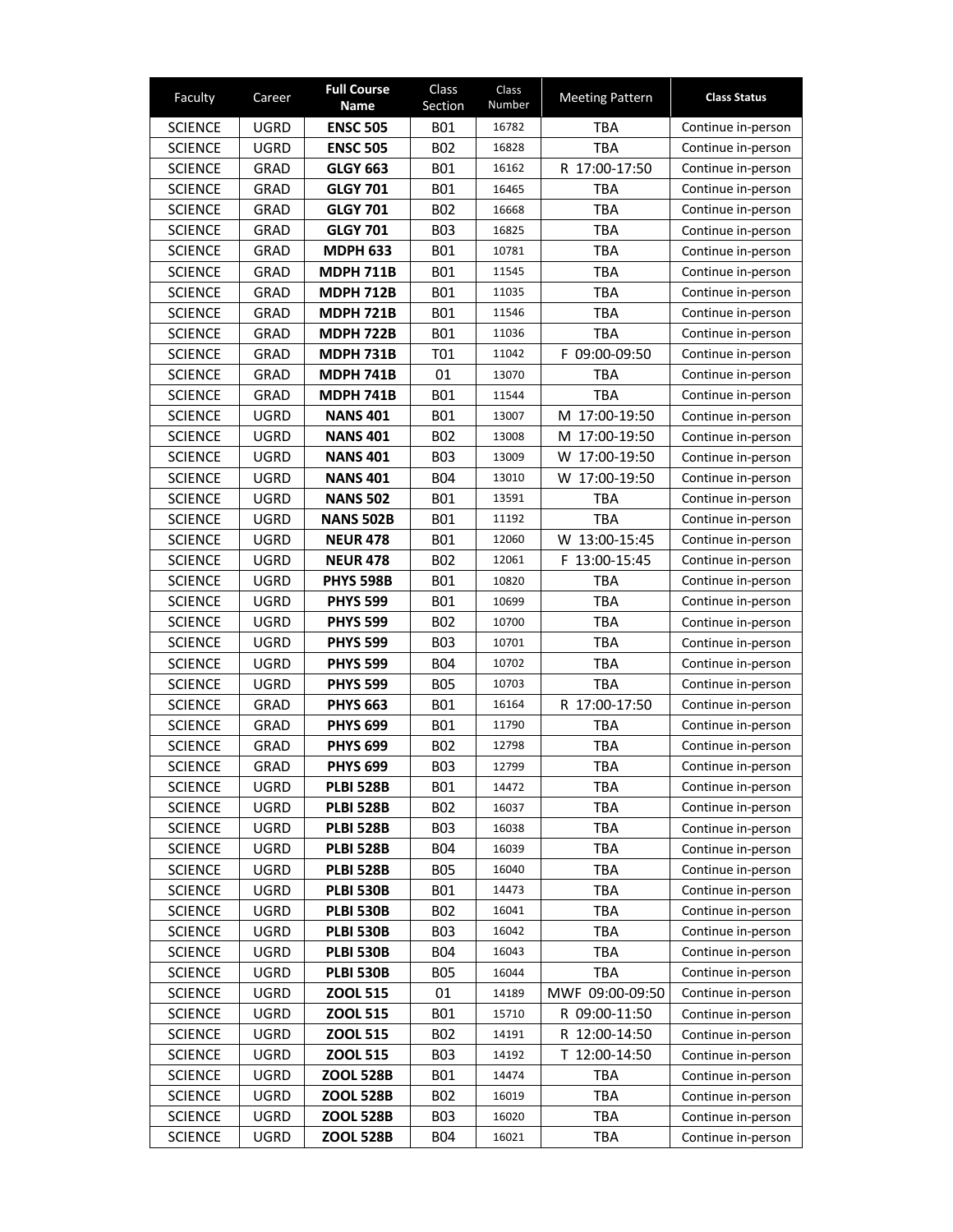| Faculty | Career | Full Course Name | Class Section | Class Number | Meeting Pattern | Class Status |
|---|---|---|---|---|---|---|
| SCIENCE | UGRD | **ENSC 505** | B01 | 16782 | TBA | Continue in-person |
| SCIENCE | UGRD | **ENSC 505** | B02 | 16828 | TBA | Continue in-person |
| SCIENCE | GRAD | **GLGY 663** | B01 | 16162 | R 17:00-17:50 | Continue in-person |
| SCIENCE | GRAD | **GLGY 701** | B01 | 16465 | TBA | Continue in-person |
| SCIENCE | GRAD | **GLGY 701** | B02 | 16668 | TBA | Continue in-person |
| SCIENCE | GRAD | **GLGY 701** | B03 | 16825 | TBA | Continue in-person |
| SCIENCE | GRAD | **MDPH 633** | B01 | 10781 | TBA | Continue in-person |
| SCIENCE | GRAD | **MDPH 711B** | B01 | 11545 | TBA | Continue in-person |
| SCIENCE | GRAD | **MDPH 712B** | B01 | 11035 | TBA | Continue in-person |
| SCIENCE | GRAD | **MDPH 721B** | B01 | 11546 | TBA | Continue in-person |
| SCIENCE | GRAD | **MDPH 722B** | B01 | 11036 | TBA | Continue in-person |
| SCIENCE | GRAD | **MDPH 731B** | T01 | 11042 | F 09:00-09:50 | Continue in-person |
| SCIENCE | GRAD | **MDPH 741B** | 01 | 13070 | TBA | Continue in-person |
| SCIENCE | GRAD | **MDPH 741B** | B01 | 11544 | TBA | Continue in-person |
| SCIENCE | UGRD | **NANS 401** | B01 | 13007 | M 17:00-19:50 | Continue in-person |
| SCIENCE | UGRD | **NANS 401** | B02 | 13008 | M 17:00-19:50 | Continue in-person |
| SCIENCE | UGRD | **NANS 401** | B03 | 13009 | W 17:00-19:50 | Continue in-person |
| SCIENCE | UGRD | **NANS 401** | B04 | 13010 | W 17:00-19:50 | Continue in-person |
| SCIENCE | UGRD | **NANS 502** | B01 | 13591 | TBA | Continue in-person |
| SCIENCE | UGRD | **NANS 502B** | B01 | 11192 | TBA | Continue in-person |
| SCIENCE | UGRD | **NEUR 478** | B01 | 12060 | W 13:00-15:45 | Continue in-person |
| SCIENCE | UGRD | **NEUR 478** | B02 | 12061 | F 13:00-15:45 | Continue in-person |
| SCIENCE | UGRD | **PHYS 598B** | B01 | 10820 | TBA | Continue in-person |
| SCIENCE | UGRD | **PHYS 599** | B01 | 10699 | TBA | Continue in-person |
| SCIENCE | UGRD | **PHYS 599** | B02 | 10700 | TBA | Continue in-person |
| SCIENCE | UGRD | **PHYS 599** | B03 | 10701 | TBA | Continue in-person |
| SCIENCE | UGRD | **PHYS 599** | B04 | 10702 | TBA | Continue in-person |
| SCIENCE | UGRD | **PHYS 599** | B05 | 10703 | TBA | Continue in-person |
| SCIENCE | GRAD | **PHYS 663** | B01 | 16164 | R 17:00-17:50 | Continue in-person |
| SCIENCE | GRAD | **PHYS 699** | B01 | 11790 | TBA | Continue in-person |
| SCIENCE | GRAD | **PHYS 699** | B02 | 12798 | TBA | Continue in-person |
| SCIENCE | GRAD | **PHYS 699** | B03 | 12799 | TBA | Continue in-person |
| SCIENCE | UGRD | **PLBI 528B** | B01 | 14472 | TBA | Continue in-person |
| SCIENCE | UGRD | **PLBI 528B** | B02 | 16037 | TBA | Continue in-person |
| SCIENCE | UGRD | **PLBI 528B** | B03 | 16038 | TBA | Continue in-person |
| SCIENCE | UGRD | **PLBI 528B** | B04 | 16039 | TBA | Continue in-person |
| SCIENCE | UGRD | **PLBI 528B** | B05 | 16040 | TBA | Continue in-person |
| SCIENCE | UGRD | **PLBI 530B** | B01 | 14473 | TBA | Continue in-person |
| SCIENCE | UGRD | **PLBI 530B** | B02 | 16041 | TBA | Continue in-person |
| SCIENCE | UGRD | **PLBI 530B** | B03 | 16042 | TBA | Continue in-person |
| SCIENCE | UGRD | **PLBI 530B** | B04 | 16043 | TBA | Continue in-person |
| SCIENCE | UGRD | **PLBI 530B** | B05 | 16044 | TBA | Continue in-person |
| SCIENCE | UGRD | **ZOOL 515** | 01 | 14189 | MWF 09:00-09:50 | Continue in-person |
| SCIENCE | UGRD | **ZOOL 515** | B01 | 15710 | R 09:00-11:50 | Continue in-person |
| SCIENCE | UGRD | **ZOOL 515** | B02 | 14191 | R 12:00-14:50 | Continue in-person |
| SCIENCE | UGRD | **ZOOL 515** | B03 | 14192 | T 12:00-14:50 | Continue in-person |
| SCIENCE | UGRD | **ZOOL 528B** | B01 | 14474 | TBA | Continue in-person |
| SCIENCE | UGRD | **ZOOL 528B** | B02 | 16019 | TBA | Continue in-person |
| SCIENCE | UGRD | **ZOOL 528B** | B03 | 16020 | TBA | Continue in-person |
| SCIENCE | UGRD | **ZOOL 528B** | B04 | 16021 | TBA | Continue in-person |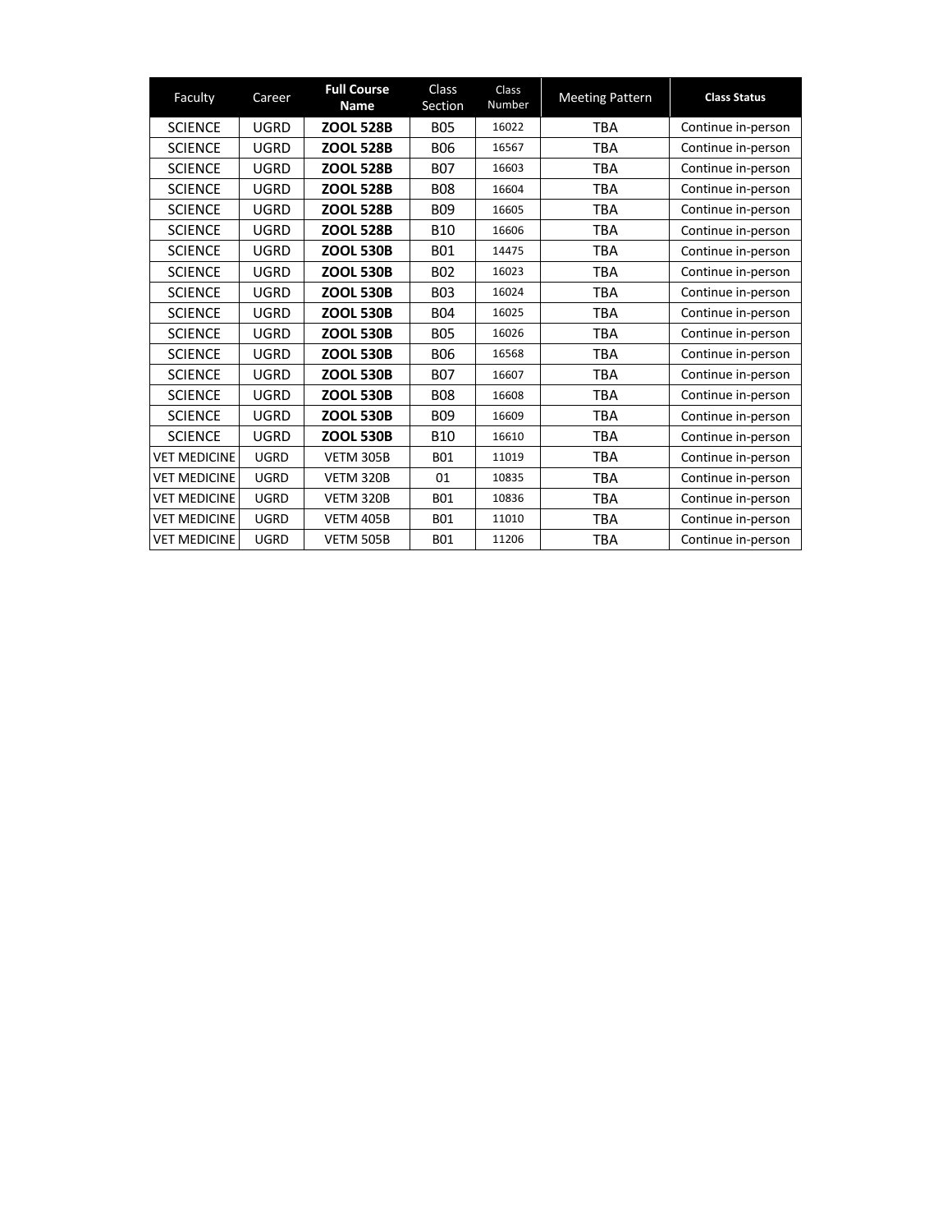| Faculty | Career | **Full Course Name** | Class Section | Class Number | Meeting Pattern | **Class Status** |
|---|---|---|---|---|---|---|
| SCIENCE | UGRD | **ZOOL 528B** | B05 | 16022 | TBA | Continue in-person |
| SCIENCE | UGRD | **ZOOL 528B** | B06 | 16567 | TBA | Continue in-person |
| SCIENCE | UGRD | **ZOOL 528B** | B07 | 16603 | TBA | Continue in-person |
| SCIENCE | UGRD | **ZOOL 528B** | B08 | 16604 | TBA | Continue in-person |
| SCIENCE | UGRD | **ZOOL 528B** | B09 | 16605 | TBA | Continue in-person |
| SCIENCE | UGRD | **ZOOL 528B** | B10 | 16606 | TBA | Continue in-person |
| SCIENCE | UGRD | **ZOOL 530B** | B01 | 14475 | TBA | Continue in-person |
| SCIENCE | UGRD | **ZOOL 530B** | B02 | 16023 | TBA | Continue in-person |
| SCIENCE | UGRD | **ZOOL 530B** | B03 | 16024 | TBA | Continue in-person |
| SCIENCE | UGRD | **ZOOL 530B** | B04 | 16025 | TBA | Continue in-person |
| SCIENCE | UGRD | **ZOOL 530B** | B05 | 16026 | TBA | Continue in-person |
| SCIENCE | UGRD | **ZOOL 530B** | B06 | 16568 | TBA | Continue in-person |
| SCIENCE | UGRD | **ZOOL 530B** | B07 | 16607 | TBA | Continue in-person |
| SCIENCE | UGRD | **ZOOL 530B** | B08 | 16608 | TBA | Continue in-person |
| SCIENCE | UGRD | **ZOOL 530B** | B09 | 16609 | TBA | Continue in-person |
| SCIENCE | UGRD | **ZOOL 530B** | B10 | 16610 | TBA | Continue in-person |
| VET MEDICINE | UGRD | VETM 305B | B01 | 11019 | TBA | Continue in-person |
| VET MEDICINE | UGRD | VETM 320B | 01 | 10835 | TBA | Continue in-person |
| VET MEDICINE | UGRD | VETM 320B | B01 | 10836 | TBA | Continue in-person |
| VET MEDICINE | UGRD | VETM 405B | B01 | 11010 | TBA | Continue in-person |
| VET MEDICINE | UGRD | VETM 505B | B01 | 11206 | TBA | Continue in-person |